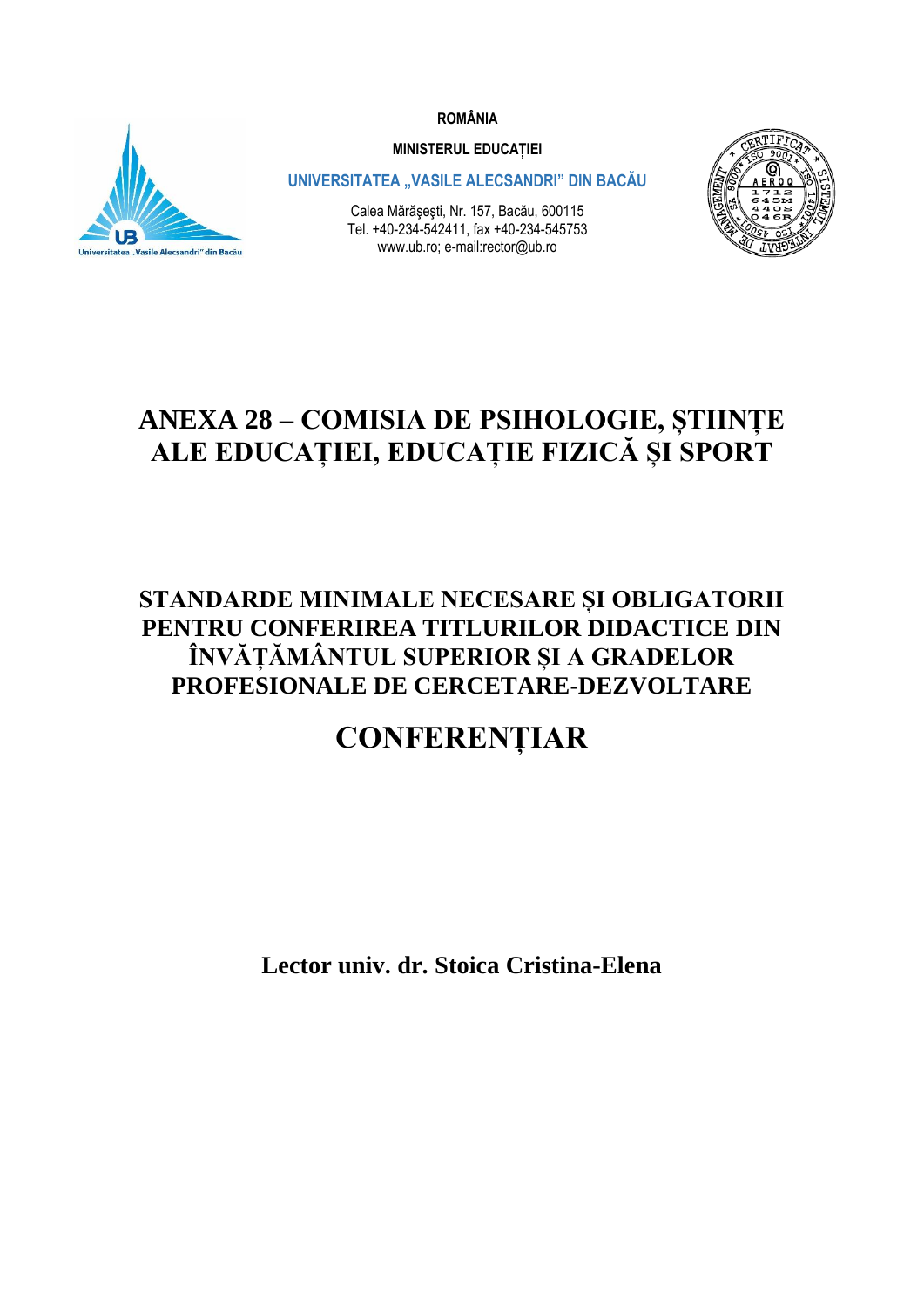ROMÂNIA

MINISTERUL EDUCAȚIEI

UNIVERSITATEA „VASILE ALECSANDRI" DIN BACĂU

Calea Mărăşeşti, Nr. 157, Bacău, 600115
Tel. +40-234-542411, fax +40-234-545753
www.ub.ro; e-mail:rector@ub.ro

# ANEXA 28 – COMISIA DE PSIHOLOGIE, ȘTIINȚE ALE EDUCAȚIEI, EDUCAȚIE FIZICĂ ȘI SPORT

## STANDARDE MINIMALE NECESARE ȘI OBLIGATORII PENTRU CONFERIREA TITLURILOR DIDACTICE DIN ÎNVĂȚĂMÂNTUL SUPERIOR ȘI A GRADELOR PROFESIONALE DE CERCETARE-DEZVOLTARE

# CONFERENȚIAR

**Lector univ. dr. Stoica Cristina-Elena**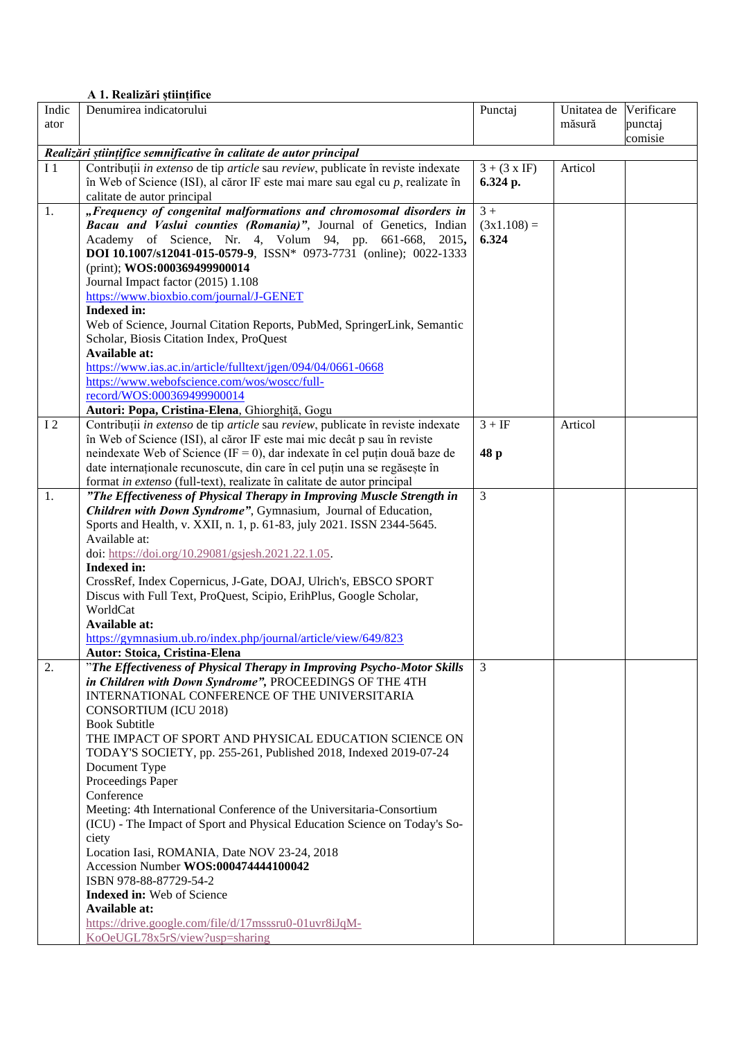**A 1. Realizări științifice**

| Indicator | Denumirea indicatorului | Punctaj | Unitatea de măsură | Verificare punctaj comisie |
|---|---|---|---|---|
| ***Realizări științifice semnificative în calitate de autor principal*** | | | | |
| I 1 | Contribuții *in extenso* de tip *article* sau *review*, publicate în reviste indexate în Web of Science (ISI), al căror IF este mai mare sau egal cu *p*, realizate în calitate de autor principal | 3 + (3 x IF) **6.324 p.** | Articol | |
| 1. | ***„Frequency of congenital malformations and chromosomal disorders in Bacau and Vaslui counties (Romania)"***, Journal of Genetics, Indian Academy of Science, Nr. 4, Volum 94, pp. 661-668, 2015, **DOI 10.1007/s12041-015-0579-9**, ISSN* 0973-7731 (online); 0022-1333 (print); **WOS:000369499900014**<br>Journal Impact factor (2015) 1.108<br>https://www.bioxbio.com/journal/J-GENET<br>**Indexed in:**<br>Web of Science, Journal Citation Reports, PubMed, SpringerLink, Semantic Scholar, Biosis Citation Index, ProQuest<br>**Available at:**<br>https://www.ias.ac.in/article/fulltext/jgen/094/04/0661-0668<br>https://www.webofscience.com/wos/woscc/full-record/WOS:000369499900014<br>**Autori: Popa, Cristina-Elena**, Ghiorghiță, Gogu | 3 + (3x1.108) = **6.324** | | |
| I 2 | Contribuții *in extenso* de tip *article* sau *review*, publicate în reviste indexate în Web of Science (ISI), al căror IF este mai mic decât p sau în reviste neindexate Web of Science (IF = 0), dar indexate în cel puțin două baze de date internaționale recunoscute, din care în cel puțin una se regăsește în format *in extenso* (full-text), realizate în calitate de autor principal | 3 + IF<br>**48 p** | Articol | |
| 1. | ***"The Effectiveness of Physical Therapy in Improving Muscle Strength in Children with Down Syndrome"***, Journal of Education, Sports and Health, v. XXII, n. 1, p. 61-83, july 2021. ISSN 2344-5645.<br>Available at:<br>doi: https://doi.org/10.29081/gsjesh.2021.22.1.05.<br>**Indexed in:**<br>CrossRef, Index Copernicus, J-Gate, DOAJ, Ulrich's, EBSCO SPORT Discus with Full Text, ProQuest, Scipio, ErihPlus, Google Scholar, WorldCat<br>**Available at:**<br>https://gymnasium.ub.ro/index.php/journal/article/view/649/823<br>**Autor: Stoica, Cristina-Elena** | 3 | | |
| 2. | ***"The Effectiveness of Physical Therapy in Improving Psycho-Motor Skills in Children with Down Syndrome"***, PROCEEDINGS OF THE 4TH INTERNATIONAL CONFERENCE OF THE UNIVERSITARIA CONSORTIUM (ICU 2018)<br>Book Subtitle<br>THE IMPACT OF SPORT AND PHYSICAL EDUCATION SCIENCE ON TODAY'S SOCIETY, pp. 255-261, Published 2018, Indexed 2019-07-24<br>Document Type<br>Proceedings Paper<br>Conference<br>Meeting: 4th International Conference of the Universitaria-Consortium (ICU) - The Impact of Sport and Physical Education Science on Today's Society<br>Location Iasi, ROMANIA, Date NOV 23-24, 2018<br>Accession Number **WOS:000474444100042**<br>ISBN 978-88-87729-54-2<br>**Indexed in:** Web of Science<br>**Available at:**<br>https://drive.google.com/file/d/17msssru0-01uvr8iJqM-KoOeUGL78x5rS/view?usp=sharing | 3 | | |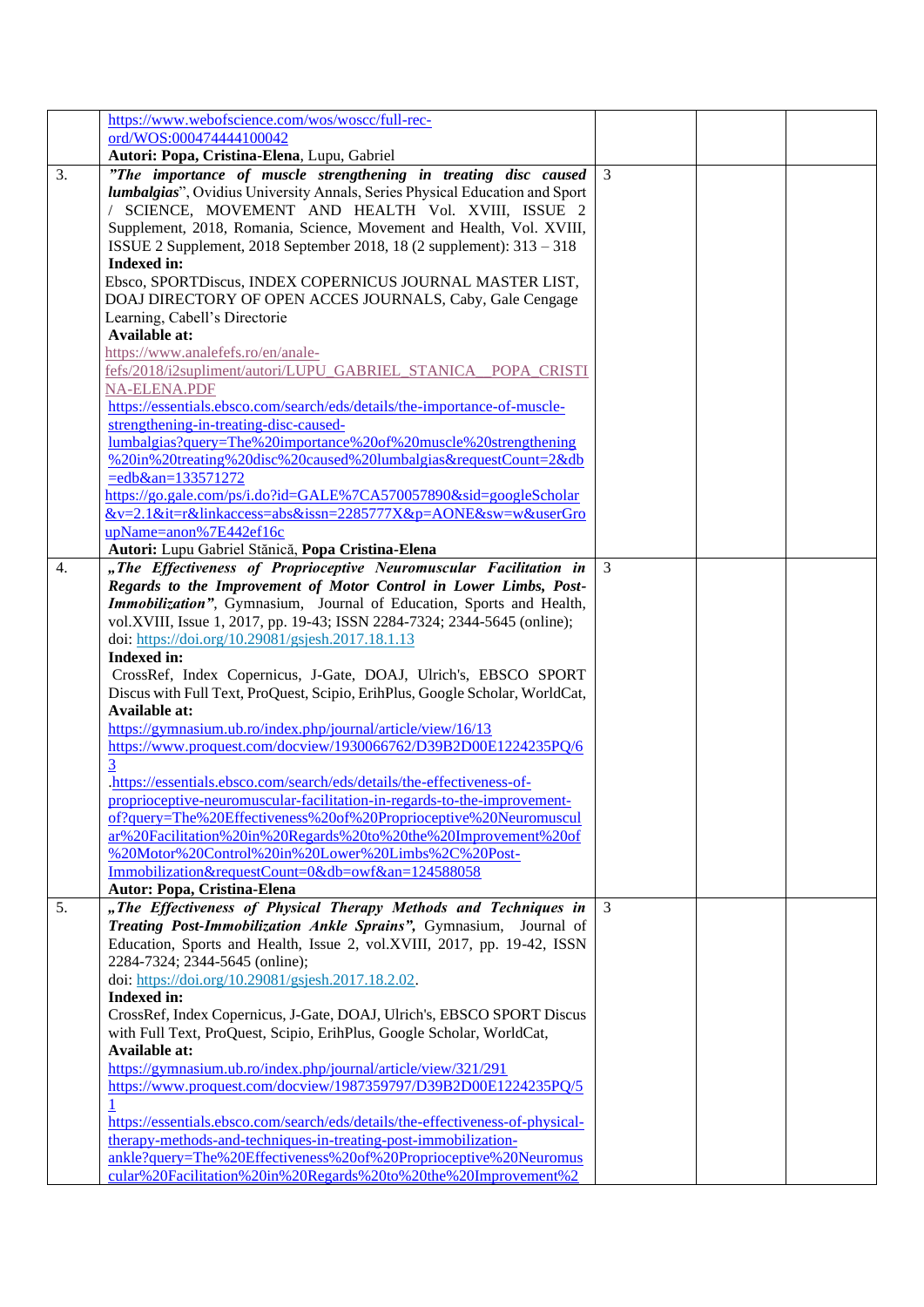| | | | | |
|---|---|---|---|---|
| | https://www.webofscience.com/wos/woscc/full-record/WOS:000474444100042<br>**Autori: Popa, Cristina-Elena**, Lupu, Gabriel | | | |
| 3. | ***"The importance of muscle strengthening in treating disc caused lumbalgias***", Ovidius University Annals, Series Physical Education and Sport / SCIENCE, MOVEMENT AND HEALTH Vol. XVIII, ISSUE 2 Supplement, 2018, Romania, Science, Movement and Health, Vol. XVIII, ISSUE 2 Supplement, 2018 September 2018, 18 (2 supplement): 313 – 318<br>**Indexed in:**<br>Ebsco, SPORTDiscus, INDEX COPERNICUS JOURNAL MASTER LIST, DOAJ DIRECTORY OF OPEN ACCES JOURNALS, Caby, Gale Cengage Learning, Cabell's Directorie<br>**Available at:**<br>https://www.analefefs.ro/en/anale-fefs/2018/i2supliment/autori/LUPU_GABRIEL_STANICA__POPA_CRISTINA-ELENA.PDF<br>https://essentials.ebsco.com/search/eds/details/the-importance-of-muscle-strengthening-in-treating-disc-caused-lumbalgias?query=The%20importance%20of%20muscle%20strengthening%20in%20treating%20disc%20caused%20lumbalgias&requestCount=2&db=edb&an=133571272<br>https://go.gale.com/ps/i.do?id=GALE%7CA570057890&sid=googleScholar&v=2.1&it=r&linkaccess=abs&issn=2285777X&p=AONE&sw=w&userGroupName=anon%7E442ef16c<br>**Autori:** Lupu Gabriel Stănică, **Popa Cristina-Elena** | 3 | | |
| 4. | ***„The Effectiveness of Proprioceptive Neuromuscular Facilitation in Regards to the Improvement of Motor Control in Lower Limbs, Post-Immobilization"***, Gymnasium, Journal of Education, Sports and Health, vol.XVIII, Issue 1, 2017, pp. 19-43; ISSN 2284-7324; 2344-5645 (online); doi: https://doi.org/10.29081/gsjesh.2017.18.1.13<br>**Indexed in:**<br>CrossRef, Index Copernicus, J-Gate, DOAJ, Ulrich's, EBSCO SPORT Discus with Full Text, ProQuest, Scipio, ErihPlus, Google Scholar, WorldCat,<br>**Available at:**<br>https://gymnasium.ub.ro/index.php/journal/article/view/16/13<br>https://www.proquest.com/docview/1930066762/D39B2D00E1224235PQ/63<br>.https://essentials.ebsco.com/search/eds/details/the-effectiveness-of-proprioceptive-neuromuscular-facilitation-in-regards-to-the-improvement-of?query=The%20Effectiveness%20of%20Proprioceptive%20Neuromuscular%20Facilitation%20in%20Regards%20to%20the%20Improvement%20of%20Motor%20Control%20in%20Lower%20Limbs%2C%20Post-Immobilization&requestCount=0&db=owf&an=124588058<br>**Autor: Popa, Cristina-Elena** | 3 | | |
| 5. | ***„The Effectiveness of Physical Therapy Methods and Techniques in Treating Post-Immobilization Ankle Sprains"***, Gymnasium, Journal of Education, Sports and Health, Issue 2, vol.XVIII, 2017, pp. 19-42, ISSN 2284-7324; 2344-5645 (online);<br>doi: https://doi.org/10.29081/gsjesh.2017.18.2.02.<br>**Indexed in:**<br>CrossRef, Index Copernicus, J-Gate, DOAJ, Ulrich's, EBSCO SPORT Discus with Full Text, ProQuest, Scipio, ErihPlus, Google Scholar, WorldCat,<br>**Available at:**<br>https://gymnasium.ub.ro/index.php/journal/article/view/321/291<br>https://www.proquest.com/docview/1987359797/D39B2D00E1224235PQ/51<br>https://essentials.ebsco.com/search/eds/details/the-effectiveness-of-physical-therapy-methods-and-techniques-in-treating-post-immobilization-ankle?query=The%20Effectiveness%20of%20Proprioceptive%20Neuromuscular%20Facilitation%20in%20Regards%20to%20the%20Improvement%2 | 3 | | |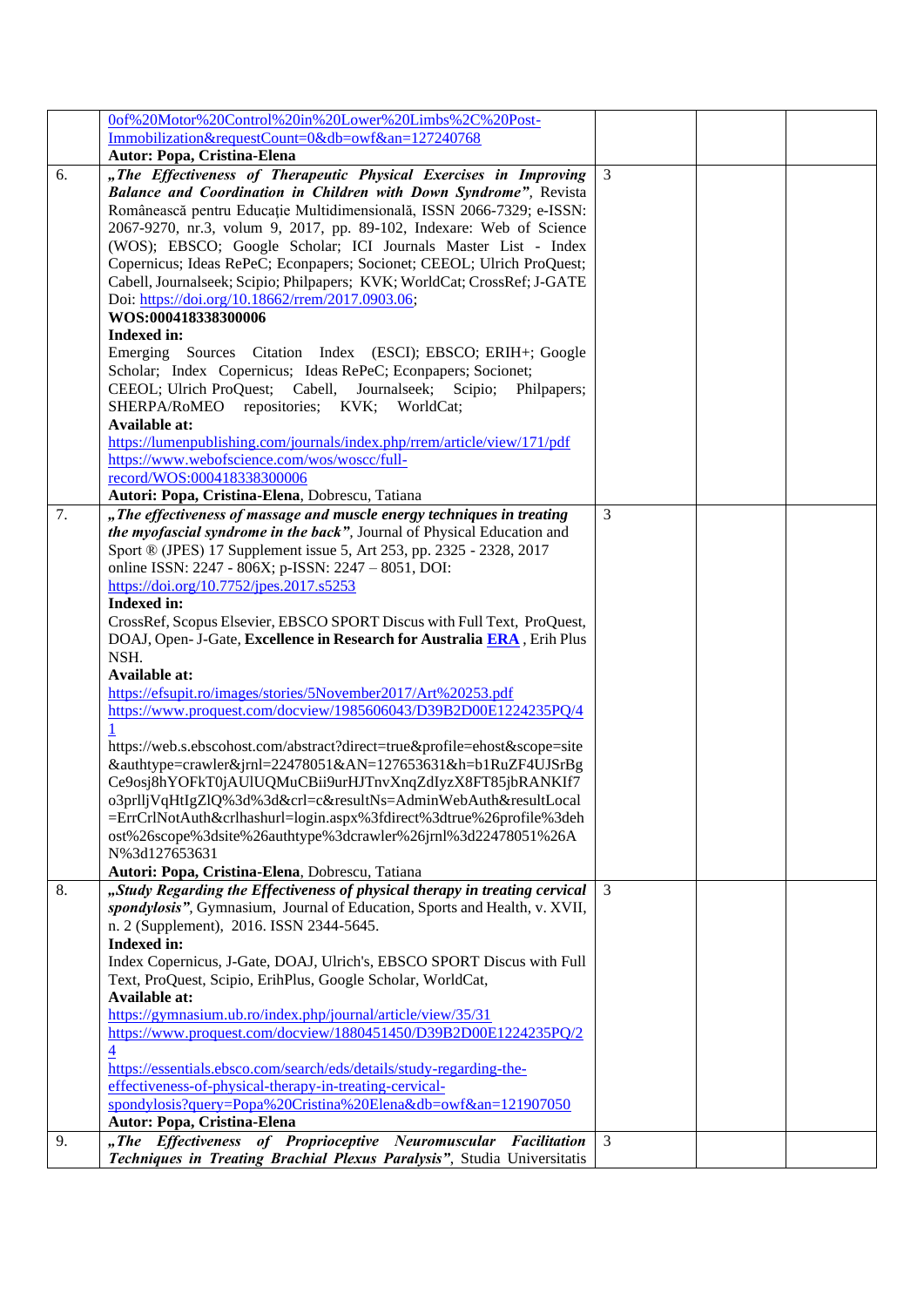| | | | | |
|---|---|---|---|---|
| | 0of%20Motor%20Control%20in%20Lower%20Limbs%2C%20Post-Immobilization&requestCount=0&db=owf&an=127240768<br>**Autor: Popa, Cristina-Elena** | | | |
| 6. | ***„The Effectiveness of Therapeutic Physical Exercises in Improving Balance and Coordination in Children with Down Syndrome"***, Revista Românească pentru Educaţie Multidimensională, ISSN 2066-7329; e-ISSN: 2067-9270, nr.3, volum 9, 2017, pp. 89-102, Indexare: Web of Science (WOS); EBSCO; Google Scholar; ICI Journals Master List - Index Copernicus; Ideas RePeC; Econpapers; Socionet; CEEOL; Ulrich ProQuest; Cabell, Journalseek; Scipio; Philpapers; KVK; WorldCat; CrossRef; J-GATE Doi: https://doi.org/10.18662/rrem/2017.0903.06;<br>**WOS:000418338300006**<br>**Indexed in:**<br>Emerging Sources Citation Index (ESCI); EBSCO; ERIH+; Google Scholar; Index Copernicus; Ideas RePeC; Econpapers; Socionet; CEEOL; Ulrich ProQuest; Cabell, Journalseek; Scipio; Philpapers; SHERPA/RoMEO repositories; KVK; WorldCat;<br>**Available at:**<br>https://lumenpublishing.com/journals/index.php/rrem/article/view/171/pdf<br>https://www.webofscience.com/wos/woscc/full-record/WOS:000418338300006<br>**Autori: Popa, Cristina-Elena**, Dobrescu, Tatiana | 3 | | |
| 7. | ***„The effectiveness of massage and muscle energy techniques in treating the myofascial syndrome in the back"***, Journal of Physical Education and Sport ® (JPES) 17 Supplement issue 5, Art 253, pp. 2325 - 2328, 2017 online ISSN: 2247 - 806X; p-ISSN: 2247 – 8051, DOI: https://doi.org/10.7752/jpes.2017.s5253<br>**Indexed in:**<br>CrossRef, Scopus Elsevier, EBSCO SPORT Discus with Full Text, ProQuest, DOAJ, Open- J-Gate, **Excellence in Research for Australia ERA**, Erih Plus NSH.<br>**Available at:**<br>https://efsupit.ro/images/stories/5November2017/Art%20253.pdf<br>https://www.proquest.com/docview/1985606043/D39B2D00E1224235PQ/41<br>https://web.s.ebscohost.com/abstract?direct=true&profile=ehost&scope=site&authtype=crawler&jrnl=22478051&AN=127653631&h=b1RuZF4UJSrBgCe9osj8hYOFkT0jAUlUQMuCBii9urHJTnvXnqZdIyzX8FT85jbRANKIf7o3prlljVqHtIgZlQ%3d%3d&crl=c&resultNs=AdminWebAuth&resultLocal=ErrCrlNotAuth&crlhashurl=login.aspx%3fdirect%3dtrue%26profile%3dehost%26scope%3dsite%26authtype%3dcrawler%26jrnl%3d22478051%26AN%3d127653631<br>**Autori: Popa, Cristina-Elena**, Dobrescu, Tatiana | 3 | | |
| 8. | ***„Study Regarding the Effectiveness of physical therapy in treating cervical spondylosis"***, Gymnasium, Journal of Education, Sports and Health, v. XVII, n. 2 (Supplement), 2016. ISSN 2344-5645.<br>**Indexed in:**<br>Index Copernicus, J-Gate, DOAJ, Ulrich's, EBSCO SPORT Discus with Full Text, ProQuest, Scipio, ErihPlus, Google Scholar, WorldCat,<br>**Available at:**<br>https://gymnasium.ub.ro/index.php/journal/article/view/35/31<br>https://www.proquest.com/docview/1880451450/D39B2D00E1224235PQ/24<br>https://essentials.ebsco.com/search/eds/details/study-regarding-the-effectiveness-of-physical-therapy-in-treating-cervical-spondylosis?query=Popa%20Cristina%20Elena&db=owf&an=121907050<br>**Autor: Popa, Cristina-Elena** | 3 | | |
| 9. | ***„The Effectiveness of Proprioceptive Neuromuscular Facilitation Techniques in Treating Brachial Plexus Paralysis"***, Studia Universitatis | 3 | | |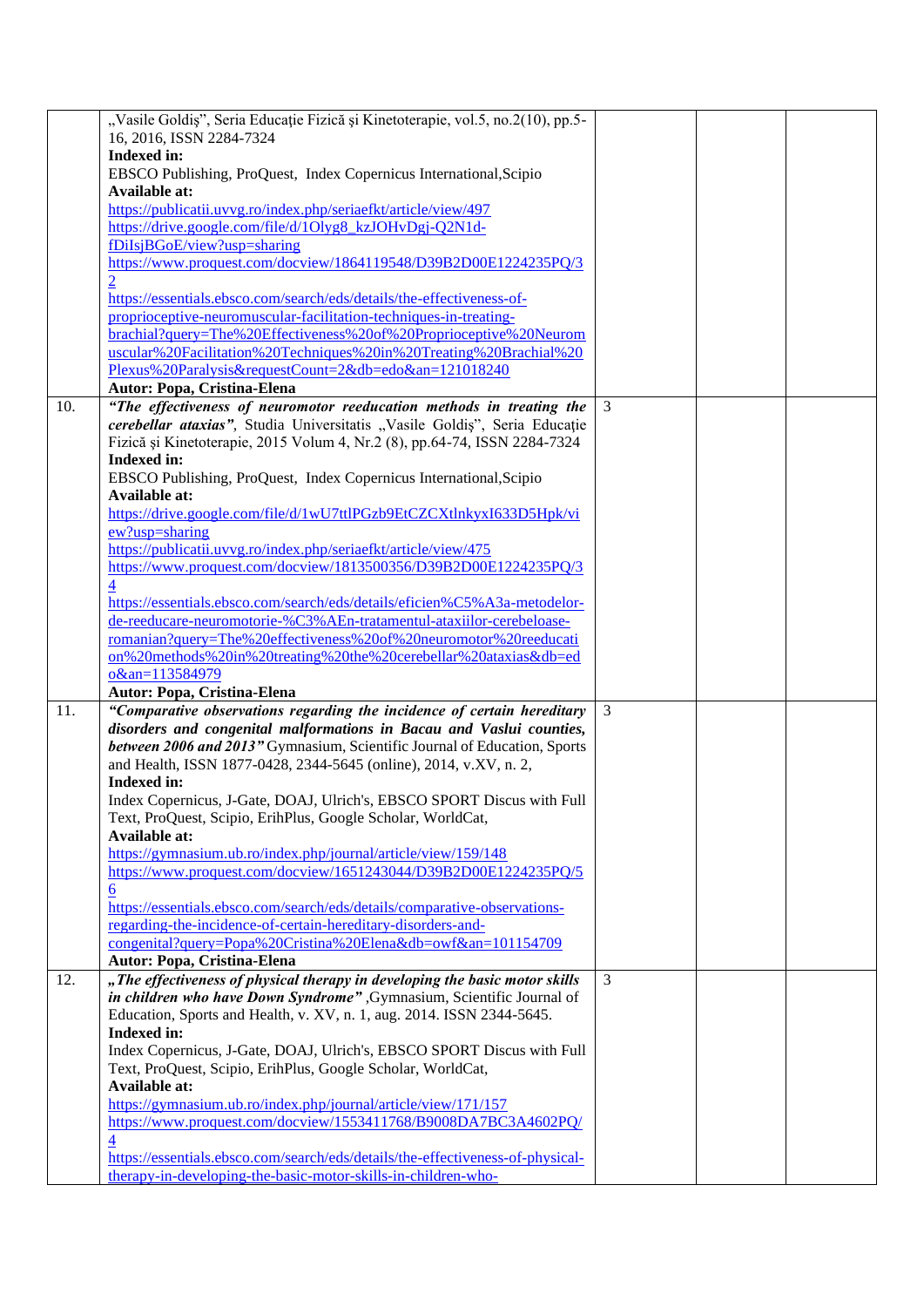| | | | | |
|---|---|---|---|---|
| | „Vasile Goldiş", Seria Educaţie Fizică şi Kinetoterapie, vol.5, no.2(10), pp.5-16, 2016, ISSN 2284-7324<br>**Indexed in:**<br>EBSCO Publishing, ProQuest, Index Copernicus International,Scipio<br>**Available at:**<br>https://publicatii.uvvg.ro/index.php/seriaefkt/article/view/497<br>https://drive.google.com/file/d/1Olyg8_kzJOHvDgj-Q2N1d-fDiIsjBGoE/view?usp=sharing<br>https://www.proquest.com/docview/1864119548/D39B2D00E1224235PQ/32<br>https://essentials.ebsco.com/search/eds/details/the-effectiveness-of-proprioceptive-neuromuscular-facilitation-techniques-in-treating-brachial?query=The%20Effectiveness%20of%20Proprioceptive%20Neuromuscular%20Facilitation%20Techniques%20in%20Treating%20Brachial%20Plexus%20Paralysis&requestCount=2&db=edo&an=121018240<br>**Autor: Popa, Cristina-Elena** | | | |
| 10. | ***"The effectiveness of neuromotor reeducation methods in treating the cerebellar ataxias"***, Studia Universitatis „Vasile Goldiş", Seria Educaţie Fizică şi Kinetoterapie, 2015 Volum 4, Nr.2 (8), pp.64-74, ISSN 2284-7324<br>**Indexed in:**<br>EBSCO Publishing, ProQuest, Index Copernicus International,Scipio<br>**Available at:**<br>https://drive.google.com/file/d/1wU7ttlPGzb9EtCZCXtlnkyxI633D5Hpk/view?usp=sharing<br>https://publicatii.uvvg.ro/index.php/seriaefkt/article/view/475<br>https://www.proquest.com/docview/1813500356/D39B2D00E1224235PQ/34<br>https://essentials.ebsco.com/search/eds/details/eficien%C5%A3a-metodelor-de-reeducare-neuromotorie-%C3%AEn-tratamentul-ataxiilor-cerebeloase-romanian?query=The%20effectiveness%20of%20neuromotor%20reeducation%20methods%20in%20treating%20the%20cerebellar%20ataxias&db=edo&an=113584979<br>**Autor: Popa, Cristina-Elena** | 3 | | |
| 11. | ***"Comparative observations regarding the incidence of certain hereditary disorders and congenital malformations in Bacau and Vaslui counties, between 2006 and 2013"*** Gymnasium, Scientific Journal of Education, Sports and Health, ISSN 1877-0428, 2344-5645 (online), 2014, v.XV, n. 2,<br>**Indexed in:**<br>Index Copernicus, J-Gate, DOAJ, Ulrich's, EBSCO SPORT Discus with Full Text, ProQuest, Scipio, ErihPlus, Google Scholar, WorldCat,<br>**Available at:**<br>https://gymnasium.ub.ro/index.php/journal/article/view/159/148<br>https://www.proquest.com/docview/1651243044/D39B2D00E1224235PQ/56<br>https://essentials.ebsco.com/search/eds/details/comparative-observations-regarding-the-incidence-of-certain-hereditary-disorders-and-congenital?query=Popa%20Cristina%20Elena&db=owf&an=101154709<br>**Autor: Popa, Cristina-Elena** | 3 | | |
| 12. | ***„The effectiveness of physical therapy in developing the basic motor skills in children who have Down Syndrome"*** ,Gymnasium, Scientific Journal of Education, Sports and Health, v. XV, n. 1, aug. 2014. ISSN 2344-5645.<br>**Indexed in:**<br>Index Copernicus, J-Gate, DOAJ, Ulrich's, EBSCO SPORT Discus with Full Text, ProQuest, Scipio, ErihPlus, Google Scholar, WorldCat,<br>**Available at:**<br>https://gymnasium.ub.ro/index.php/journal/article/view/171/157<br>https://www.proquest.com/docview/1553411768/B9008DA7BC3A4602PQ/4<br>https://essentials.ebsco.com/search/eds/details/the-effectiveness-of-physical-therapy-in-developing-the-basic-motor-skills-in-children-who- | 3 | | |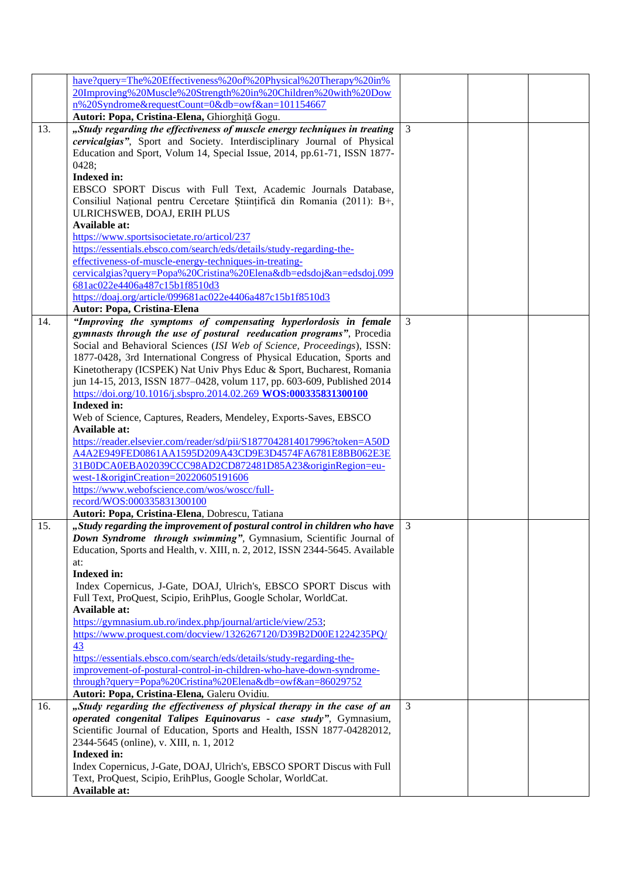| | | | | |
|---|---|---|---|---|
| | have?query=The%20Effectiveness%20of%20Physical%20Therapy%20in%20Improving%20Muscle%20Strength%20in%20Children%20with%20Down%20Syndrome&requestCount=0&db=owf&an=101154667<br>**Autori: Popa, Cristina-Elena,** Ghiorghiță Gogu. | | | |
| 13. | ***„Study regarding the effectiveness of muscle energy techniques in treating cervicalgias”***, Sport and Society. Interdisciplinary Journal of Physical Education and Sport, Volum 14, Special Issue, 2014, pp.61-71, ISSN 1877-0428;<br>**Indexed in:**<br>EBSCO SPORT Discus with Full Text, Academic Journals Database, Consiliul Național pentru Cercetare Științifică din Romania (2011): B+, ULRICHSWEB, DOAJ, ERIH PLUS<br>**Available at:**<br>https://www.sportsisocietate.ro/articol/237<br>https://essentials.ebsco.com/search/eds/details/study-regarding-the-effectiveness-of-muscle-energy-techniques-in-treating-cervicalgias?query=Popa%20Cristina%20Elena&db=edsdoj&an=edsdoj.099681ac022e4406a487c15b1f8510d3<br>https://doaj.org/article/099681ac022e4406a487c15b1f8510d3<br>**Autor: Popa, Cristina-Elena** | 3 | | |
| 14. | ***“Improving the symptoms of compensating hyperlordosis in female gymnasts through the use of postural reeducation programs”***, Procedia Social and Behavioral Sciences (*ISI Web of Science, Proceedings*), ISSN: 1877-0428, 3rd International Congress of Physical Education, Sports and Kinetotherapy (ICSPEK) Nat Univ Phys Educ & Sport, Bucharest, Romania jun 14-15, 2013, ISSN 1877–0428, volum 117, pp. 603-609, Published 2014 https://doi.org/10.1016/j.sbspro.2014.02.269 **WOS:000335831300100**<br>**Indexed in:**<br>Web of Science, Captures, Readers, Mendeley, Exports-Saves, EBSCO<br>**Available at:**<br>https://reader.elsevier.com/reader/sd/pii/S1877042814017996?token=A50DA4A2E949FED0861AA1595D209A43CD9E3D4574FA6781E8BB062E3E31B0DCA0EBA02039CCC98AD2CD872481D85A23&originRegion=eu-west-1&originCreation=20220605191606<br>https://www.webofscience.com/wos/woscc/full-record/WOS:000335831300100<br>**Autori: Popa, Cristina-Elena**, Dobrescu, Tatiana | 3 | | |
| 15. | ***„Study regarding the improvement of postural control in children who have Down Syndrome through swimming”***, Gymnasium, Scientific Journal of Education, Sports and Health, v. XIII, n. 2, 2012, ISSN 2344-5645. Available at:<br>**Indexed in:**<br>Index Copernicus, J-Gate, DOAJ, Ulrich's, EBSCO SPORT Discus with Full Text, ProQuest, Scipio, ErihPlus, Google Scholar, WorldCat.<br>**Available at:**<br>https://gymnasium.ub.ro/index.php/journal/article/view/253;<br>https://www.proquest.com/docview/1326267120/D39B2D00E1224235PQ/43<br>https://essentials.ebsco.com/search/eds/details/study-regarding-the-improvement-of-postural-control-in-children-who-have-down-syndrome-through?query=Popa%20Cristina%20Elena&db=owf&an=86029752<br>**Autori: Popa, Cristina-Elena,** Galeru Ovidiu. | 3 | | |
| 16. | ***„Study regarding the effectiveness of physical therapy in the case of an operated congenital Talipes Equinovarus - case study”***, Gymnasium, Scientific Journal of Education, Sports and Health, ISSN 1877-04282012, 2344-5645 (online), v. XIII, n. 1, 2012<br>**Indexed in:**<br>Index Copernicus, J-Gate, DOAJ, Ulrich's, EBSCO SPORT Discus with Full Text, ProQuest, Scipio, ErihPlus, Google Scholar, WorldCat.<br>**Available at:** | 3 | | |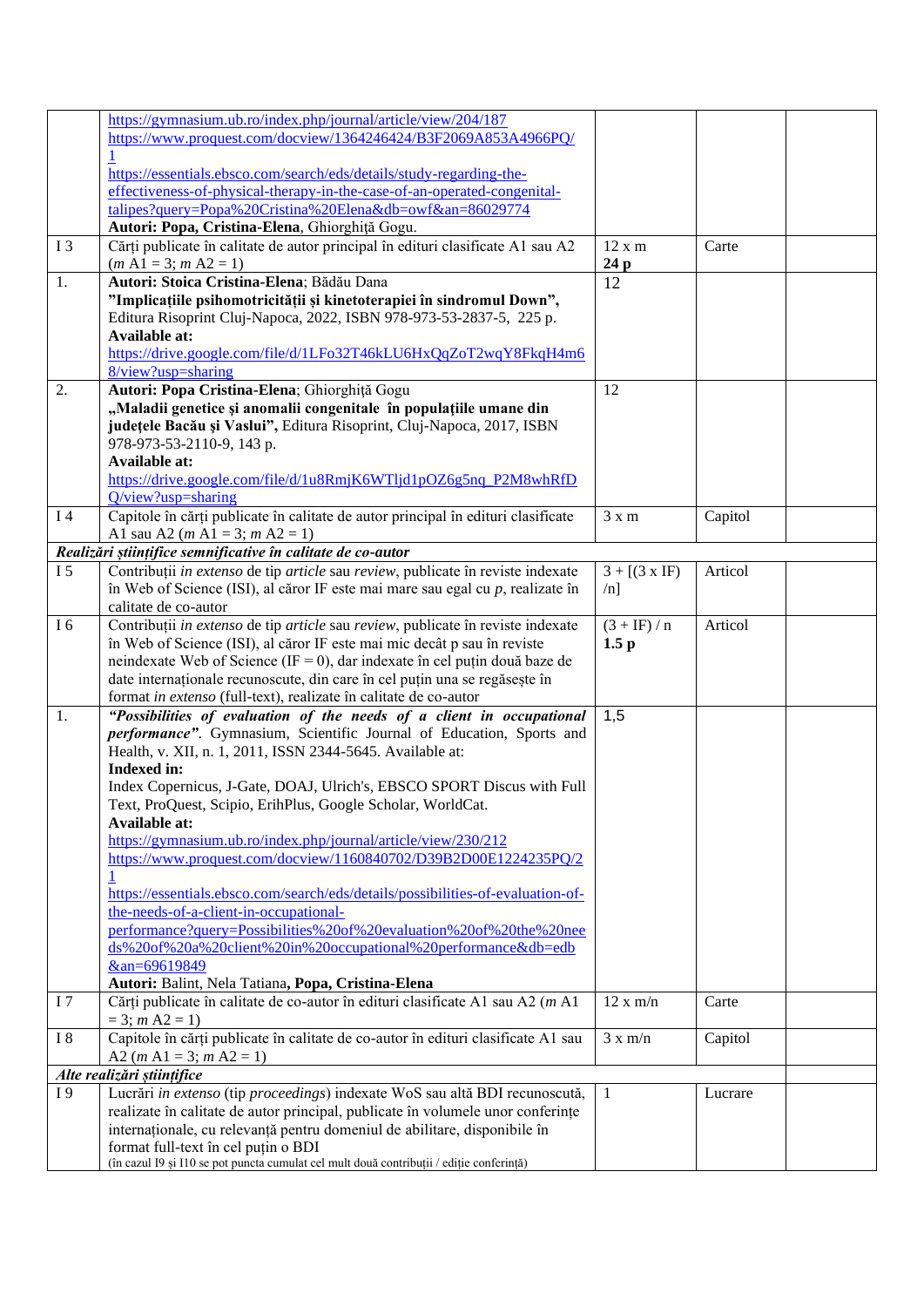| | | | | |
|---|---|---|---|---|
| | https://gymnasium.ub.ro/index.php/journal/article/view/204/187<br>https://www.proquest.com/docview/1364246424/B3F2069A853A4966PQ/1<br>https://essentials.ebsco.com/search/eds/details/study-regarding-the-effectiveness-of-physical-therapy-in-the-case-of-an-operated-congenital-talipes?query=Popa%20Cristina%20Elena&db=owf&an=86029774<br>**Autori: Popa, Cristina-Elena**, Ghiorghiţă Gogu. | | | |
| I 3 | Cărţi publicate în calitate de autor principal în edituri clasificate A1 sau A2 (*m* A1 = 3; *m* A2 = 1) | 12 x m<br>**24 p** | Carte | |
| 1. | **Autori: Stoica Cristina-Elena**; Bădău Dana<br>**"Implicaţiile psihomotricităţii şi kinetoterapiei în sindromul Down"**, Editura Risoprint Cluj-Napoca, 2022, ISBN 978-973-53-2837-5, 225 p.<br>**Available at:**<br>https://drive.google.com/file/d/1LFo32T46kLU6HxQqZoT2wqY8FkqH4m68/view?usp=sharing | 12 | | |
| 2. | **Autori: Popa Cristina-Elena**; Ghiorghiţă Gogu<br>**„Maladii genetice şi anomalii congenitale în populaţiile umane din judeţele Bacău şi Vaslui"**, Editura Risoprint, Cluj-Napoca, 2017, ISBN 978-973-53-2110-9, 143 p.<br>**Available at:**<br>https://drive.google.com/file/d/1u8RmjK6WTljd1pOZ6g5nq_P2M8whRfDQ/view?usp=sharing | 12 | | |
| I 4 | Capitole în cărţi publicate în calitate de autor principal în edituri clasificate A1 sau A2 (*m* A1 = 3; *m* A2 = 1) | 3 x m | Capitol | |
| ***Realizări ştiinţifice semnificative în calitate de co-autor*** | | | | |
| I 5 | Contribuţii *in extenso* de tip *article* sau *review*, publicate în reviste indexate în Web of Science (ISI), al căror IF este mai mare sau egal cu *p*, realizate în calitate de co-autor | 3 + [(3 x IF) /n] | Articol | |
| I 6 | Contribuţii *in extenso* de tip *article* sau *review*, publicate în reviste indexate în Web of Science (ISI), al căror IF este mai mic decât p sau în reviste neindexate Web of Science (IF = 0), dar indexate în cel puţin două baze de date internaţionale recunoscute, din care în cel puţin una se regăseşte în format *in extenso* (full-text), realizate în calitate de co-autor | (3 + IF) / n<br>**1.5 p** | Articol | |
| 1. | ***"Possibilities of evaluation of the needs of a client in occupational performance"***. Gymnasium, Scientific Journal of Education, Sports and Health, v. XII, n. 1, 2011, ISSN 2344-5645. Available at:<br>**Indexed in:**<br>Index Copernicus, J-Gate, DOAJ, Ulrich's, EBSCO SPORT Discus with Full Text, ProQuest, Scipio, ErihPlus, Google Scholar, WorldCat.<br>**Available at:**<br>https://gymnasium.ub.ro/index.php/journal/article/view/230/212<br>https://www.proquest.com/docview/1160840702/D39B2D00E1224235PQ/21<br>https://essentials.ebsco.com/search/eds/details/possibilities-of-evaluation-of-the-needs-of-a-client-in-occupational-performance?query=Possibilities%20of%20evaluation%20of%20the%20needs%20of%20a%20client%20in%20occupational%20performance&db=edb&an=69619849<br>**Autori:** Balint, Nela Tatiana, **Popa, Cristina-Elena** | 1,5 | | |
| I 7 | Cărţi publicate în calitate de co-autor în edituri clasificate A1 sau A2 (*m* A1 = 3; *m* A2 = 1) | 12 x m/n | Carte | |
| I 8 | Capitole în cărţi publicate în calitate de co-autor în edituri clasificate A1 sau A2 (*m* A1 = 3; *m* A2 = 1) | 3 x m/n | Capitol | |
| ***Alte realizări ştiinţifice*** | | | | |
| I 9 | Lucrări *in extenso* (tip *proceedings*) indexate WoS sau altă BDI recunoscută, realizate în calitate de autor principal, publicate în volumele unor conferinţe internaţionale, cu relevanţă pentru domeniul de abilitare, disponibile în format full-text în cel puţin o BDI<br>(în cazul I9 şi I10 se pot puncta cumulat cel mult două contribuţii / ediţie conferinţă) | 1 | Lucrare | |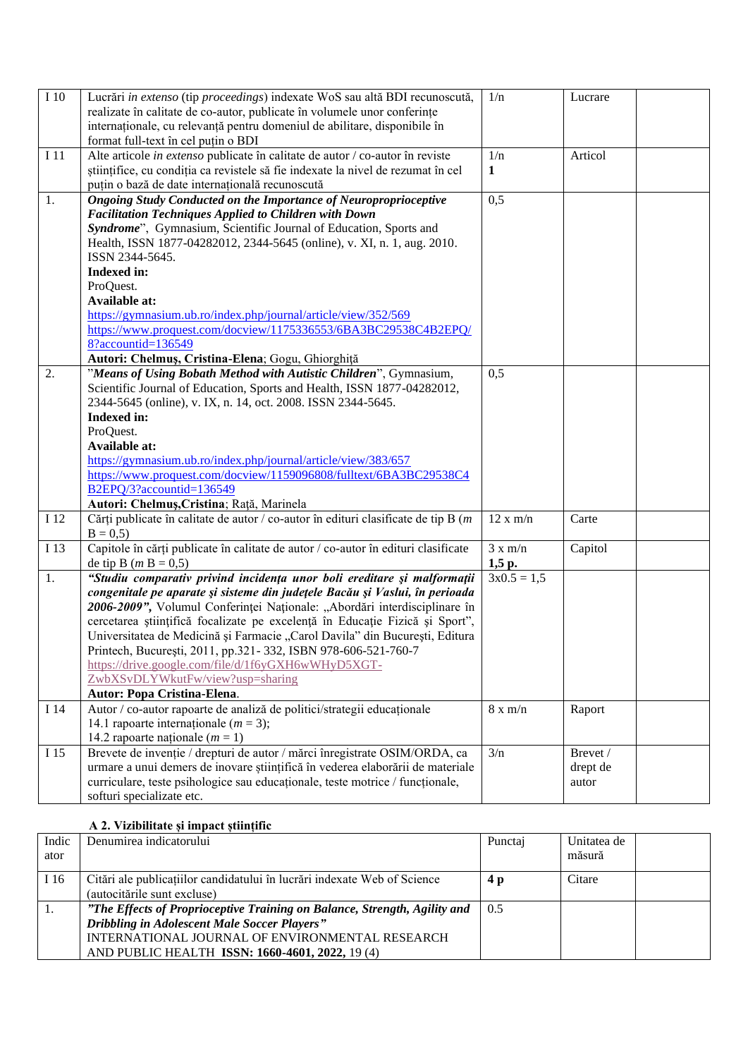| | | | | |
|---|---|---|---|---|
| I 10 | Lucrări *in extenso* (tip *proceedings*) indexate WoS sau altă BDI recunoscută, realizate în calitate de co-autor, publicate în volumele unor conferințe internaționale, cu relevanță pentru domeniul de abilitare, disponibile în format full-text în cel puțin o BDI | 1/n | Lucrare | |
| I 11 | Alte articole *in extenso* publicate în calitate de autor / co-autor în reviste științifice, cu condiția ca revistele să fie indexate la nivel de rezumat în cel puțin o bază de date internațională recunoscută | 1/n **1** | Articol | |
| 1. | ***Ongoing Study Conducted on the Importance of Neuroproprioceptive Facilitation Techniques Applied to Children with Down Syndrome***", Gymnasium, Scientific Journal of Education, Sports and Health, ISSN 1877-04282012, 2344-5645 (online), v. XI, n. 1, aug. 2010. ISSN 2344-5645.<br>**Indexed in:**<br>ProQuest.<br>**Available at:**<br>https://gymnasium.ub.ro/index.php/journal/article/view/352/569<br>https://www.proquest.com/docview/1175336553/6BA3BC29538C4B2EPQ/8?accountid=136549<br>**Autori: Chelmuş, Cristina-Elena**; Gogu, Ghiorghiță | 0,5 | | |
| 2. | "***Means of Using Bobath Method with Autistic Children***", Gymnasium, Scientific Journal of Education, Sports and Health, ISSN 1877-04282012, 2344-5645 (online), v. IX, n. 14, oct. 2008. ISSN 2344-5645.<br>**Indexed in:**<br>ProQuest.<br>**Available at:**<br>https://gymnasium.ub.ro/index.php/journal/article/view/383/657<br>https://www.proquest.com/docview/1159096808/fulltext/6BA3BC29538C4B2EPQ/3?accountid=136549<br>**Autori: Chelmuş,Cristina**; Rață, Marinela | 0,5 | | |
| I 12 | Cărți publicate în calitate de autor / co-autor în edituri clasificate de tip B (*m* B = 0,5) | 12 x m/n | Carte | |
| I 13 | Capitole în cărți publicate în calitate de autor / co-autor în edituri clasificate de tip B (*m* B = 0,5) | 3 x m/n **1,5 p.** | Capitol | |
| 1. | ***"Studiu comparativ privind incidența unor boli ereditare şi malformații congenitale pe aparate şi sisteme din județele Bacău şi Vaslui, în perioada 2006-2009",*** Volumul Conferinței Naționale: „Abordări interdisciplinare în cercetarea științifică focalizate pe excelență în Educație Fizică şi Sport", Universitatea de Medicină şi Farmacie „Carol Davila" din Bucureşti, Editura Printech, Bucureşti, 2011, pp.321- 332, ISBN 978-606-521-760-7<br>https://drive.google.com/file/d/1f6yGXH6wWHyD5XGT-ZwbXSvDLYWkutFw/view?usp=sharing<br>**Autor: Popa Cristina-Elena**. | 3x0.5 = 1,5 | | |
| I 14 | Autor / co-autor rapoarte de analiză de politici/strategii educaționale<br>14.1 rapoarte internaționale (*m* = 3);<br>14.2 rapoarte naționale (*m* = 1) | 8 x m/n | Raport | |
| I 15 | Brevete de invenție / drepturi de autor / mărci înregistrate OSIM/ORDA, ca urmare a unui demers de inovare științifică în vederea elaborării de materiale curriculare, teste psihologice sau educaționale, teste motrice / funcționale, softuri specializate etc. | 3/n | Brevet / drept de autor | |

**A 2. Vizibilitate şi impact științific**

| Indicator | Denumirea indicatorului | Punctaj | Unitatea de măsură | |
|---|---|---|---|---|
| I 16 | Citări ale publicațiilor candidatului în lucrări indexate Web of Science (autocitările sunt excluse) | **4 p** | Citare | |
| 1. | ***"The Effects of Proprioceptive Training on Balance, Strength, Agility and Dribbling in Adolescent Male Soccer Players"***<br>INTERNATIONAL JOURNAL OF ENVIRONMENTAL RESEARCH AND PUBLIC HEALTH **ISSN: 1660-4601, 2022,** 19 (4) | 0.5 | | |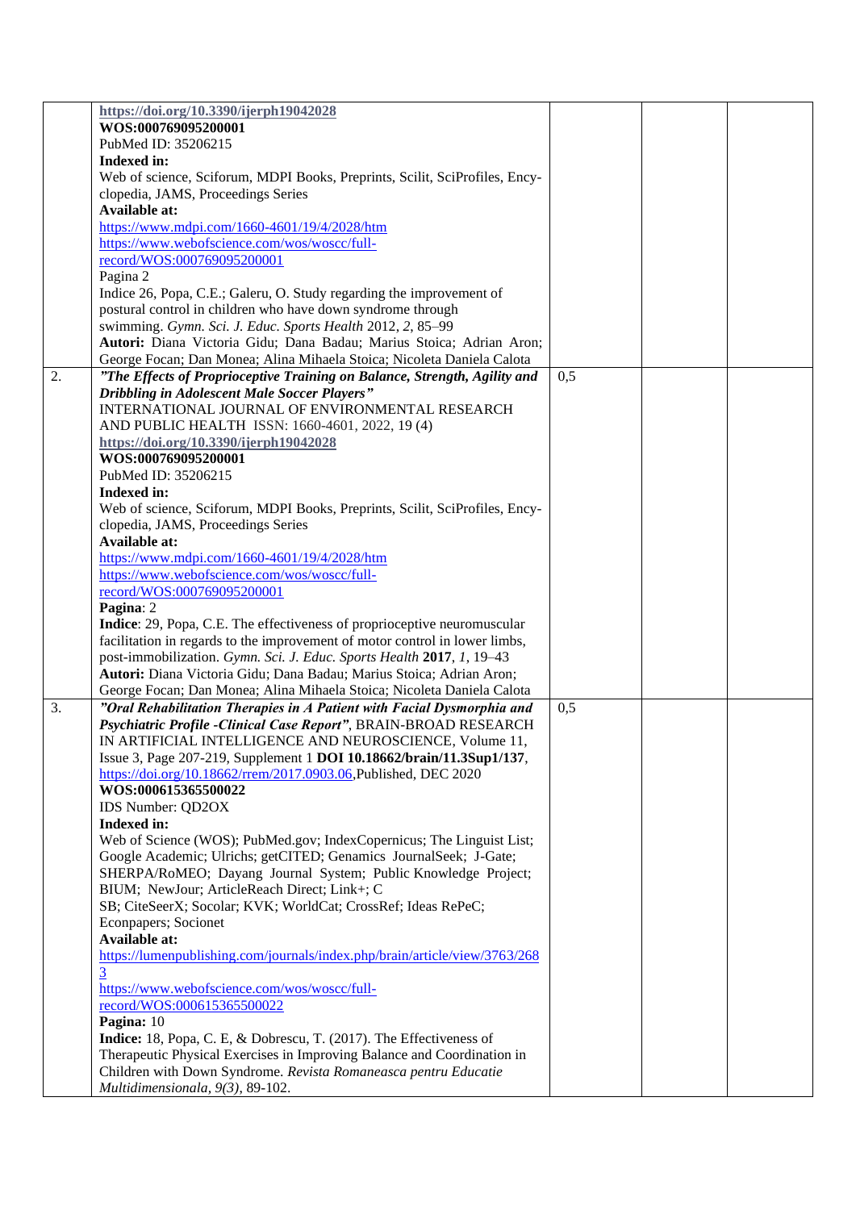| | | | | |
|---|---|---|---|---|
| | **https://doi.org/10.3390/ijerph19042028**<br>**WOS:000769095200001**<br>PubMed ID: 35206215<br>**Indexed in:**<br>Web of science, Sciforum, MDPI Books, Preprints, Scilit, SciProfiles, Encyclopedia, JAMS, Proceedings Series<br>**Available at:**<br>https://www.mdpi.com/1660-4601/19/4/2028/htm<br>https://www.webofscience.com/wos/woscc/full-record/WOS:000769095200001<br>Pagina 2<br>Indice 26, Popa, C.E.; Galeru, O. Study regarding the improvement of postural control in children who have down syndrome through swimming. *Gymn. Sci. J. Educ. Sports Health* 2012, *2*, 85–99<br>**Autori:** Diana Victoria Gidu; Dana Badau; Marius Stoica; Adrian Aron; George Focan; Dan Monea; Alina Mihaela Stoica; Nicoleta Daniela Calota | | | |
| 2. | ***"The Effects of Proprioceptive Training on Balance, Strength, Agility and Dribbling in Adolescent Male Soccer Players"***<br>INTERNATIONAL JOURNAL OF ENVIRONMENTAL RESEARCH AND PUBLIC HEALTH ISSN: 1660-4601, 2022, 19 (4)<br>**https://doi.org/10.3390/ijerph19042028**<br>**WOS:000769095200001**<br>PubMed ID: 35206215<br>**Indexed in:**<br>Web of science, Sciforum, MDPI Books, Preprints, Scilit, SciProfiles, Encyclopedia, JAMS, Proceedings Series<br>**Available at:**<br>https://www.mdpi.com/1660-4601/19/4/2028/htm<br>https://www.webofscience.com/wos/woscc/full-record/WOS:000769095200001<br>**Pagina**: 2<br>**Indice**: 29, Popa, C.E. The effectiveness of proprioceptive neuromuscular facilitation in regards to the improvement of motor control in lower limbs, post-immobilization. *Gymn. Sci. J. Educ. Sports Health* **2017**, *1*, 19–43<br>**Autori:** Diana Victoria Gidu; Dana Badau; Marius Stoica; Adrian Aron; George Focan; Dan Monea; Alina Mihaela Stoica; Nicoleta Daniela Calota | 0,5 | | |
| 3. | ***"Oral Rehabilitation Therapies in A Patient with Facial Dysmorphia and Psychiatric Profile -Clinical Case Report"***, BRAIN-BROAD RESEARCH IN ARTIFICIAL INTELLIGENCE AND NEUROSCIENCE, Volume 11, Issue 3, Page 207-219, Supplement 1 **DOI 10.18662/brain/11.3Sup1/137**, https://doi.org/10.18662/rrem/2017.0903.06,Published, DEC 2020<br>**WOS:000615365500022**<br>IDS Number: QD2OX<br>**Indexed in:**<br>Web of Science (WOS); PubMed.gov; IndexCopernicus; The Linguist List; Google Academic; Ulrichs; getCITED; Genamics JournalSeek; J-Gate; SHERPA/RoMEO; Dayang Journal System; Public Knowledge Project; BIUM; NewJour; ArticleReach Direct; Link+; C SB; CiteSeerX; Socolar; KVK; WorldCat; CrossRef; Ideas RePeC; Econpapers; Socionet<br>**Available at:**<br>https://lumenpublishing.com/journals/index.php/brain/article/view/3763/2683<br>https://www.webofscience.com/wos/woscc/full-record/WOS:000615365500022<br>**Pagina:** 10<br>**Indice:** 18, Popa, C. E, & Dobrescu, T. (2017). The Effectiveness of Therapeutic Physical Exercises in Improving Balance and Coordination in Children with Down Syndrome. *Revista Romaneasca pentru Educatie Multidimensionala, 9(3)*, 89-102. | 0,5 | | |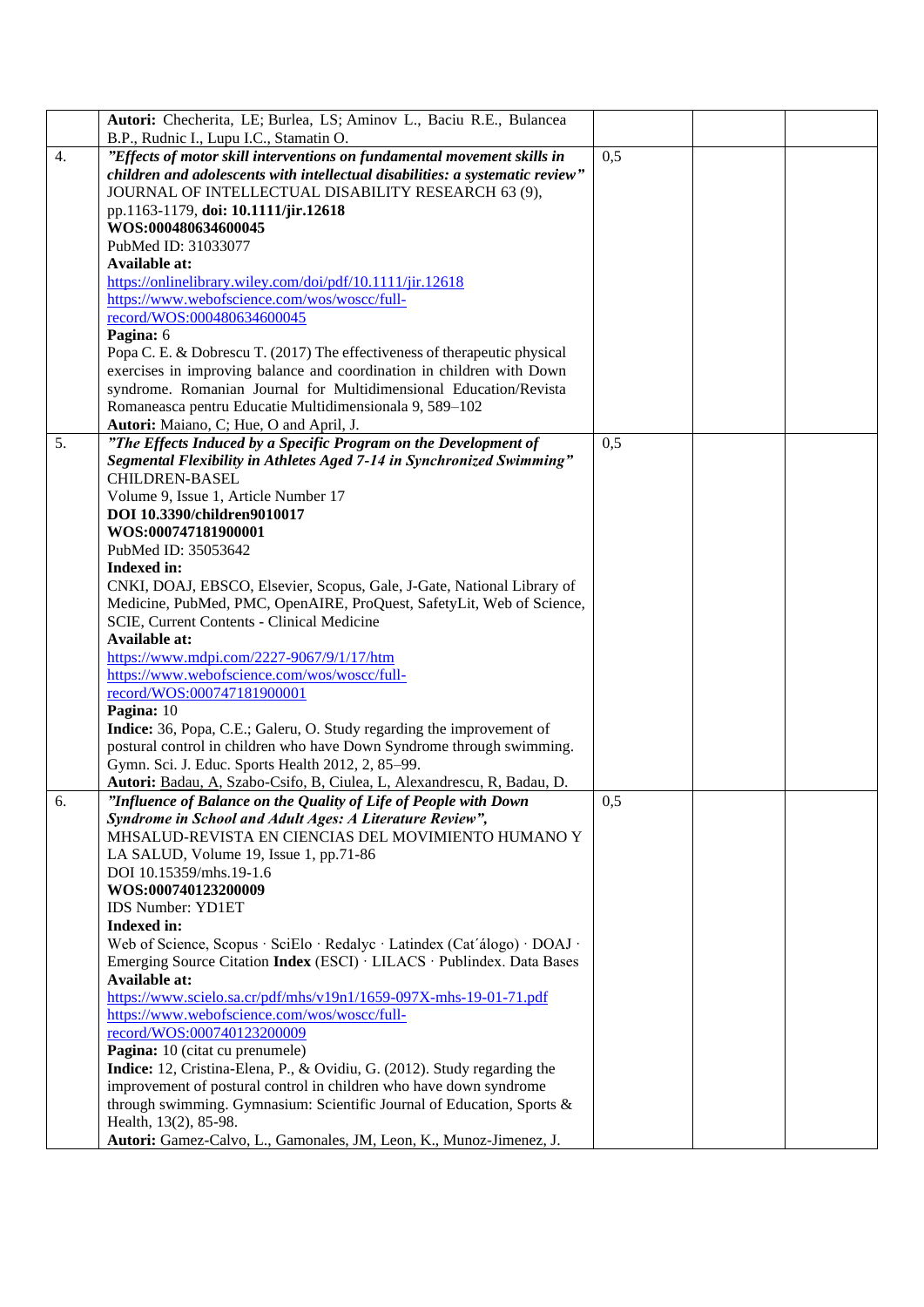| | | | | |
|---|---|---|---|---|
| | **Autori:** Checherita, LE; Burlea, LS; Aminov L., Baciu R.E., Bulancea B.P., Rudnic I., Lupu I.C., Stamatin O. | | | |
| 4. | ***"Effects of motor skill interventions on fundamental movement skills in children and adolescents with intellectual disabilities: a systematic review"*** JOURNAL OF INTELLECTUAL DISABILITY RESEARCH 63 (9), pp.1163-1179, **doi: 10.1111/jir.12618** **WOS:000480634600045** PubMed ID: 31033077 **Available at:** https://onlinelibrary.wiley.com/doi/pdf/10.1111/jir.12618 https://www.webofscience.com/wos/woscc/full-record/WOS:000480634600045 **Pagina:** 6 Popa C. E. & Dobrescu T. (2017) The effectiveness of therapeutic physical exercises in improving balance and coordination in children with Down syndrome. Romanian Journal for Multidimensional Education/Revista Romaneasca pentru Educatie Multidimensionala 9, 589–102 **Autori:** Maiano, C; Hue, O and April, J. | 0,5 | | |
| 5. | ***"The Effects Induced by a Specific Program on the Development of Segmental Flexibility in Athletes Aged 7-14 in Synchronized Swimming"*** CHILDREN-BASEL Volume 9, Issue 1, Article Number 17 **DOI 10.3390/children9010017** **WOS:000747181900001** PubMed ID: 35053642 **Indexed in:** CNKI, DOAJ, EBSCO, Elsevier, Scopus, Gale, J-Gate, National Library of Medicine, PubMed, PMC, OpenAIRE, ProQuest, SafetyLit, Web of Science, SCIE, Current Contents - Clinical Medicine **Available at:** https://www.mdpi.com/2227-9067/9/1/17/htm https://www.webofscience.com/wos/woscc/full-record/WOS:000747181900001 **Pagina:** 10 **Indice:** 36, Popa, C.E.; Galeru, O. Study regarding the improvement of postural control in children who have Down Syndrome through swimming. Gymn. Sci. J. Educ. Sports Health 2012, 2, 85–99. **Autori:** Badau, A, Szabo-Csifo, B, Ciulea, L, Alexandrescu, R, Badau, D. | 0,5 | | |
| 6. | ***"Influence of Balance on the Quality of Life of People with Down Syndrome in School and Adult Ages: A Literature Review",*** MHSALUD-REVISTA EN CIENCIAS DEL MOVIMIENTO HUMANO Y LA SALUD, Volume 19, Issue 1, pp.71-86 DOI 10.15359/mhs.19-1.6 **WOS:000740123200009** IDS Number: YD1ET **Indexed in:** Web of Science, Scopus · SciElo · Redalyc · Latindex (Cat´álogo) · DOAJ · Emerging Source Citation **Index** (ESCI) · LILACS · Publindex. Data Bases **Available at:** https://www.scielo.sa.cr/pdf/mhs/v19n1/1659-097X-mhs-19-01-71.pdf https://www.webofscience.com/wos/woscc/full-record/WOS:000740123200009 **Pagina:** 10 (citat cu prenumele) **Indice:** 12, Cristina-Elena, P., & Ovidiu, G. (2012). Study regarding the improvement of postural control in children who have down syndrome through swimming. Gymnasium: Scientific Journal of Education, Sports & Health, 13(2), 85-98. **Autori:** Gamez-Calvo, L., Gamonales, JM, Leon, K., Munoz-Jimenez, J. | 0,5 | | |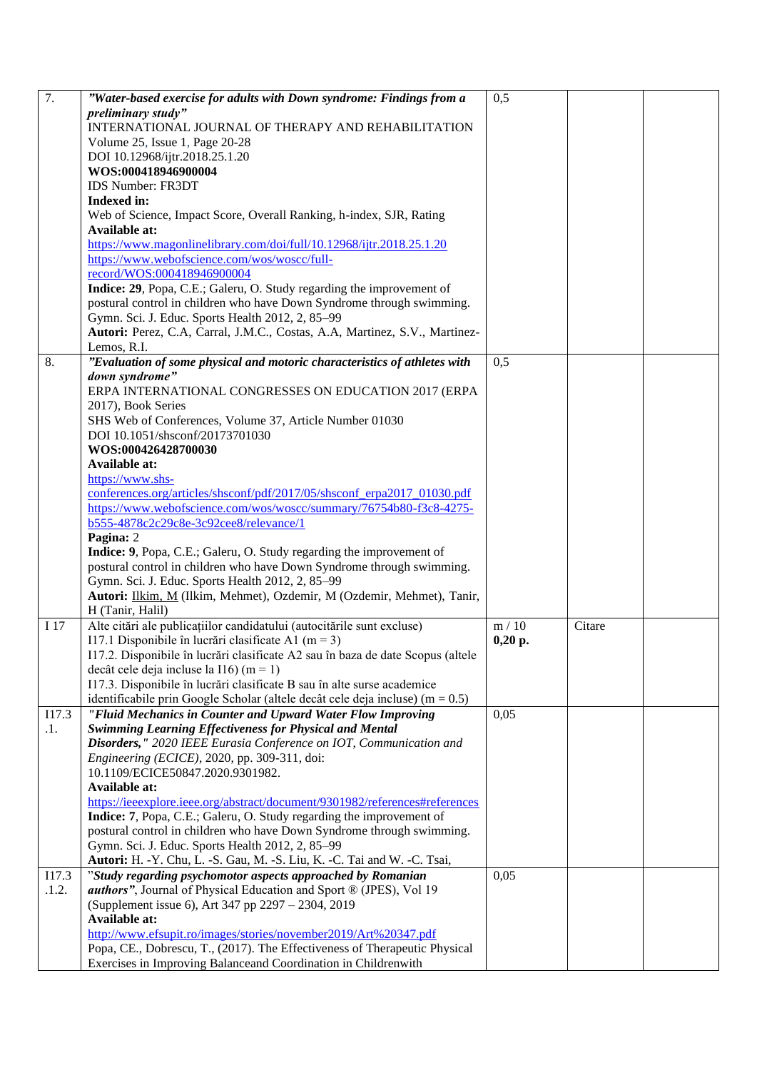| | | | | |
|---|---|---|---|---|
| 7. | ***"Water-based exercise for adults with Down syndrome: Findings from a preliminary study"***<br>INTERNATIONAL JOURNAL OF THERAPY AND REHABILITATION<br>Volume 25, Issue 1, Page 20-28<br>DOI 10.12968/ijtr.2018.25.1.20<br>**WOS:000418946900004**<br>IDS Number: FR3DT<br>**Indexed in:**<br>Web of Science, Impact Score, Overall Ranking, h-index, SJR, Rating<br>**Available at:**<br>https://www.magonlinelibrary.com/doi/full/10.12968/ijtr.2018.25.1.20<br>https://www.webofscience.com/wos/woscc/full-record/WOS:000418946900004<br>**Indice: 29**, Popa, C.E.; Galeru, O. Study regarding the improvement of postural control in children who have Down Syndrome through swimming. Gymn. Sci. J. Educ. Sports Health 2012, 2, 85–99<br>**Autori:** Perez, C.A, Carral, J.M.C., Costas, A.A, Martinez, S.V., Martinez-Lemos, R.I. | 0,5 | | |
| 8. | ***"Evaluation of some physical and motoric characteristics of athletes with down syndrome"***<br>ERPA INTERNATIONAL CONGRESSES ON EDUCATION 2017 (ERPA 2017), Book Series<br>SHS Web of Conferences, Volume 37, Article Number 01030<br>DOI 10.1051/shsconf/20173701030<br>**WOS:000426428700030**<br>**Available at:**<br>https://www.shs-conferences.org/articles/shsconf/pdf/2017/05/shsconf_erpa2017_01030.pdf<br>https://www.webofscience.com/wos/woscc/summary/76754b80-f3c8-4275-b555-4878c2c29c8e-3c92cee8/relevance/1<br>**Pagina:** 2<br>**Indice: 9**, Popa, C.E.; Galeru, O. Study regarding the improvement of postural control in children who have Down Syndrome through swimming. Gymn. Sci. J. Educ. Sports Health 2012, 2, 85–99<br>**Autori:** Ilkim, M (Ilkim, Mehmet), Ozdemir, M (Ozdemir, Mehmet), Tanir, H (Tanir, Halil) | 0,5 | | |
| I 17 | Alte citări ale publicațiilor candidatului (autocitările sunt excluse)<br>I17.1 Disponibile în lucrări clasificate A1 (m = 3)<br>I17.2. Disponibile în lucrări clasificate A2 sau în baza de date Scopus (altele decât cele deja incluse la I16) (m = 1)<br>I17.3. Disponibile în lucrări clasificate B sau în alte surse academice identificabile prin Google Scholar (altele decât cele deja incluse) (m = 0.5) | m / 10<br>**0,20 p.** | Citare | |
| I17.3.1. | ***"Fluid Mechanics in Counter and Upward Water Flow Improving Swimming Learning Effectiveness for Physical and Mental Disorders,"*** *2020 IEEE Eurasia Conference on IOT, Communication and Engineering (ECICE)*, 2020, pp. 309-311, doi: 10.1109/ECICE50847.2020.9301982.<br>**Available at:**<br>https://ieeexplore.ieee.org/abstract/document/9301982/references#references<br>**Indice: 7**, Popa, C.E.; Galeru, O. Study regarding the improvement of postural control in children who have Down Syndrome through swimming. Gymn. Sci. J. Educ. Sports Health 2012, 2, 85–99<br>**Autori:** H. -Y. Chu, L. -S. Gau, M. -S. Liu, K. -C. Tai and W. -C. Tsai, | 0,05 | | |
| I17.3.1.2. | "***Study regarding psychomotor aspects approached by Romanian authors"***, Journal of Physical Education and Sport ® (JPES), Vol 19 (Supplement issue 6), Art 347 pp 2297 – 2304, 2019<br>**Available at:**<br>http://www.efsupit.ro/images/stories/november2019/Art%20347.pdf<br>Popa, CE., Dobrescu, T., (2017). The Effectiveness of Therapeutic Physical Exercises in Improving Balanceand Coordination in Childrenwith | 0,05 | | |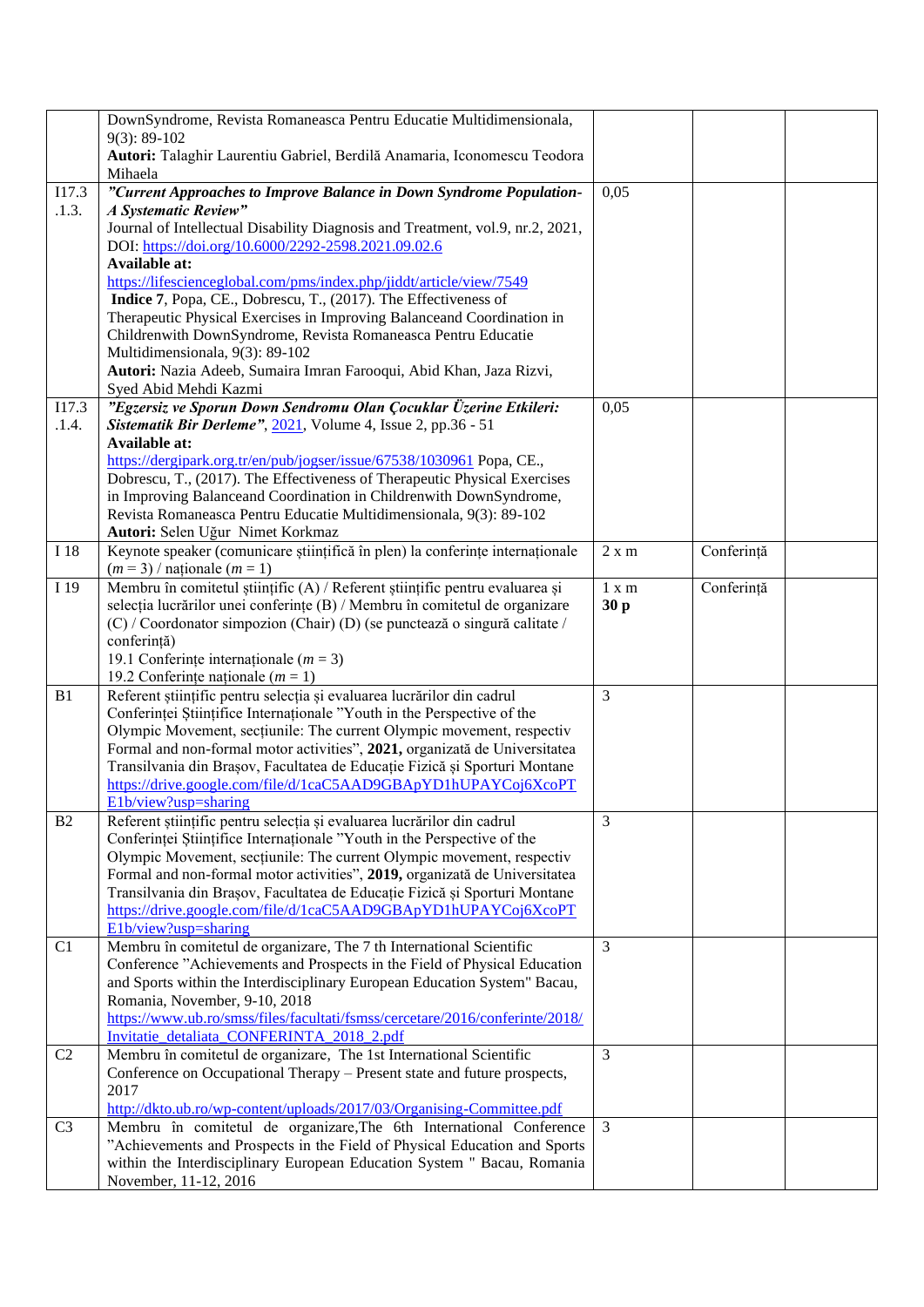| | | | | |
|---|---|---|---|---|
| | DownSyndrome, Revista Romaneasca Pentru Educatie Multidimensionala, 9(3): 89-102<br>**Autori:** Talaghir Laurentiu Gabriel, Berdilă Anamaria, Iconomescu Teodora Mihaela | | | |
| I17.3 .1.3. | ***"Current Approaches to Improve Balance in Down Syndrome Population- A Systematic Review"***<br>Journal of Intellectual Disability Diagnosis and Treatment, vol.9, nr.2, 2021, DOI: https://doi.org/10.6000/2292-2598.2021.09.02.6<br>**Available at:**<br>https://lifescienceglobal.com/pms/index.php/jiddt/article/view/7549<br>**Indice 7**, Popa, CE., Dobrescu, T., (2017). The Effectiveness of Therapeutic Physical Exercises in Improving Balanceand Coordination in Childrenwith DownSyndrome, Revista Romaneasca Pentru Educatie Multidimensionala, 9(3): 89-102<br>**Autori:** Nazia Adeeb, Sumaira Imran Farooqui, Abid Khan, Jaza Rizvi, Syed Abid Mehdi Kazmi | 0,05 | | |
| I17.3 .1.4. | ***"Egzersiz ve Sporun Down Sendromu Olan Çocuklar Üzerine Etkileri: Sistematik Bir Derleme"***, 2021, Volume 4, Issue 2, pp.36 - 51<br>**Available at:**<br>https://dergipark.org.tr/en/pub/jogser/issue/67538/1030961 Popa, CE., Dobrescu, T., (2017). The Effectiveness of Therapeutic Physical Exercises in Improving Balanceand Coordination in Childrenwith DownSyndrome, Revista Romaneasca Pentru Educatie Multidimensionala, 9(3): 89-102<br>**Autori:** Selen Uğur Nimet Korkmaz | 0,05 | | |
| I 18 | Keynote speaker (comunicare științifică în plen) la conferințe internaționale ($m = 3$) / naționale ($m = 1$) | 2 x m | Conferință | |
| I 19 | Membru în comitetul științific (A) / Referent științific pentru evaluarea și selecția lucrărilor unei conferințe (B) / Membru în comitetul de organizare (C) / Coordonator simpozion (Chair) (D) (se punctează o singură calitate / conferință)<br>19.1 Conferințe internaționale ($m = 3$)<br>19.2 Conferințe naționale ($m = 1$) | 1 x m<br>**30 p** | Conferință | |
| B1 | Referent științific pentru selecția și evaluarea lucrărilor din cadrul Conferinței Științifice Internaționale "Youth in the Perspective of the Olympic Movement, secțiunile: The current Olympic movement, respectiv Formal and non-formal motor activities", **2021,** organizată de Universitatea Transilvania din Brașov, Facultatea de Educație Fizică și Sporturi Montane https://drive.google.com/file/d/1caC5AAD9GBApYD1hUPAYCoj6XcoPTE1b/view?usp=sharing | 3 | | |
| B2 | Referent științific pentru selecția și evaluarea lucrărilor din cadrul Conferinței Științifice Internaționale "Youth in the Perspective of the Olympic Movement, secțiunile: The current Olympic movement, respectiv Formal and non-formal motor activities", **2019,** organizată de Universitatea Transilvania din Brașov, Facultatea de Educație Fizică și Sporturi Montane https://drive.google.com/file/d/1caC5AAD9GBApYD1hUPAYCoj6XcoPTE1b/view?usp=sharing | 3 | | |
| C1 | Membru în comitetul de organizare, The 7 th International Scientific Conference "Achievements and Prospects in the Field of Physical Education and Sports within the Interdisciplinary European Education System" Bacau, Romania, November, 9-10, 2018<br>https://www.ub.ro/smss/files/facultati/fsmss/cercetare/2016/conferinte/2018/Invitatie_detaliata_CONFERINTA_2018_2.pdf | 3 | | |
| C2 | Membru în comitetul de organizare, The 1st International Scientific Conference on Occupational Therapy – Present state and future prospects, 2017<br>http://dkto.ub.ro/wp-content/uploads/2017/03/Organising-Committee.pdf | 3 | | |
| C3 | Membru în comitetul de organizare,The 6th International Conference "Achievements and Prospects in the Field of Physical Education and Sports within the Interdisciplinary European Education System " Bacau, Romania November, 11-12, 2016 | 3 | | |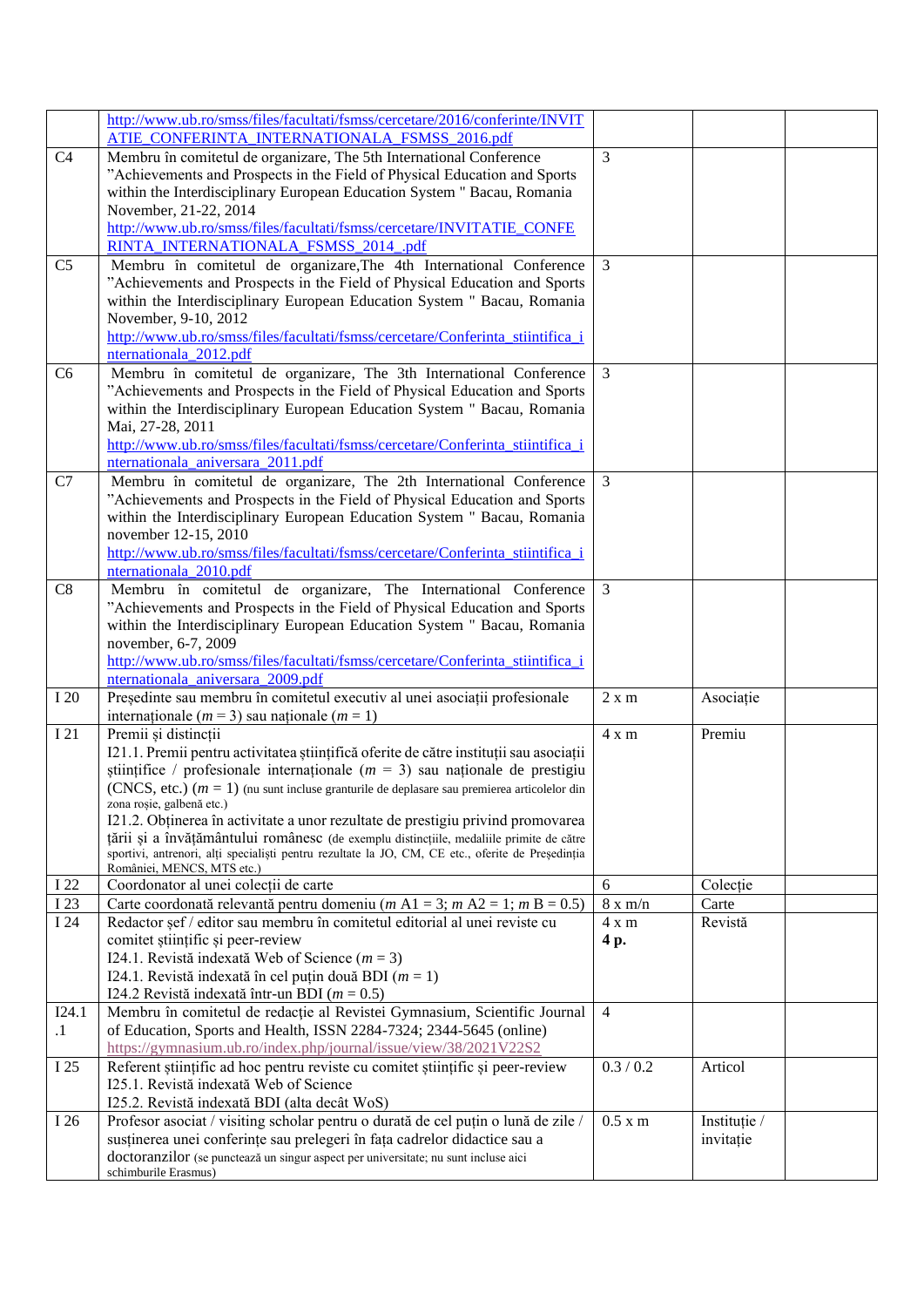| | | | | |
|---|---|---|---|---|
| | http://www.ub.ro/smss/files/facultati/fsmss/cercetare/2016/conferinte/INVITATIE_CONFERINTA_INTERNATIONALA_FSMSS_2016.pdf | | | |
| C4 | Membru în comitetul de organizare, The 5th International Conference "Achievements and Prospects in the Field of Physical Education and Sports within the Interdisciplinary European Education System " Bacau, Romania November, 21-22, 2014 http://www.ub.ro/smss/files/facultati/fsmss/cercetare/INVITATIE_CONFERINTA_INTERNATIONALA_FSMSS_2014_.pdf | 3 | | |
| C5 | Membru în comitetul de organizare,The 4th International Conference "Achievements and Prospects in the Field of Physical Education and Sports within the Interdisciplinary European Education System " Bacau, Romania November, 9-10, 2012 http://www.ub.ro/smss/files/facultati/fsmss/cercetare/Conferinta_stiintifica_internationala_2012.pdf | 3 | | |
| C6 | Membru în comitetul de organizare, The 3th International Conference "Achievements and Prospects in the Field of Physical Education and Sports within the Interdisciplinary European Education System " Bacau, Romania Mai, 27-28, 2011 http://www.ub.ro/smss/files/facultati/fsmss/cercetare/Conferinta_stiintifica_internationala_aniversara_2011.pdf | 3 | | |
| C7 | Membru în comitetul de organizare, The 2th International Conference "Achievements and Prospects in the Field of Physical Education and Sports within the Interdisciplinary European Education System " Bacau, Romania november 12-15, 2010 http://www.ub.ro/smss/files/facultati/fsmss/cercetare/Conferinta_stiintifica_internationala_2010.pdf | 3 | | |
| C8 | Membru în comitetul de organizare, The International Conference "Achievements and Prospects in the Field of Physical Education and Sports within the Interdisciplinary European Education System " Bacau, Romania november, 6-7, 2009 http://www.ub.ro/smss/files/facultati/fsmss/cercetare/Conferinta_stiintifica_internationala_aniversara_2009.pdf | 3 | | |
| I 20 | Președinte sau membru în comitetul executiv al unei asociații profesionale internaționale ($m = 3$) sau naționale ($m = 1$) | 2 x m | Asociație | |
| I 21 | Premii și distincții<br>I21.1. Premii pentru activitatea științifică oferite de către instituții sau asociații științifice / profesionale internaționale ($m = 3$) sau naționale de prestigiu (CNCS, etc.) ($m = 1$) (nu sunt incluse granturile de deplasare sau premierea articolelor din zona roșie, galbenă etc.)<br>I21.2. Obținerea în activitate a unor rezultate de prestigiu privind promovarea țării și a învățământului românesc (de exemplu distincțiile, medaliile primite de către sportivi, antrenori, alți specialiști pentru rezultate la JO, CM, CE etc., oferite de Președinția României, MENCS, MTS etc.) | 4 x m | Premiu | |
| I 22 | Coordonator al unei colecții de carte | 6 | Colecție | |
| I 23 | Carte coordonată relevantă pentru domeniu ($m$ A1 = 3; $m$ A2 = 1; $m$ B = 0.5) | 8 x m/n | Carte | |
| I 24 | Redactor șef / editor sau membru în comitetul editorial al unei reviste cu comitet științific și peer-review<br>I24.1. Revistă indexată Web of Science ($m = 3$)<br>I24.1. Revistă indexată în cel puțin două BDI ($m = 1$)<br>I24.2 Revistă indexată într-un BDI ($m = 0.5$) | 4 x m<br>**4 p.** | Revistă | |
| I24.1.1 | Membru în comitetul de redacție al Revistei Gymnasium, Scientific Journal of Education, Sports and Health, ISSN 2284-7324; 2344-5645 (online) https://gymnasium.ub.ro/index.php/journal/issue/view/38/2021V22S2 | 4 | | |
| I 25 | Referent științific ad hoc pentru reviste cu comitet științific și peer-review<br>I25.1. Revistă indexată Web of Science<br>I25.2. Revistă indexată BDI (alta decât WoS) | 0.3 / 0.2 | Articol | |
| I 26 | Profesor asociat / visiting scholar pentru o durată de cel puțin o lună de zile / susținerea unei conferințe sau prelegeri în fața cadrelor didactice sau a doctoranzilor (se punctează un singur aspect per universitate; nu sunt incluse aici schimburile Erasmus) | 0.5 x m | Instituție / invitație | |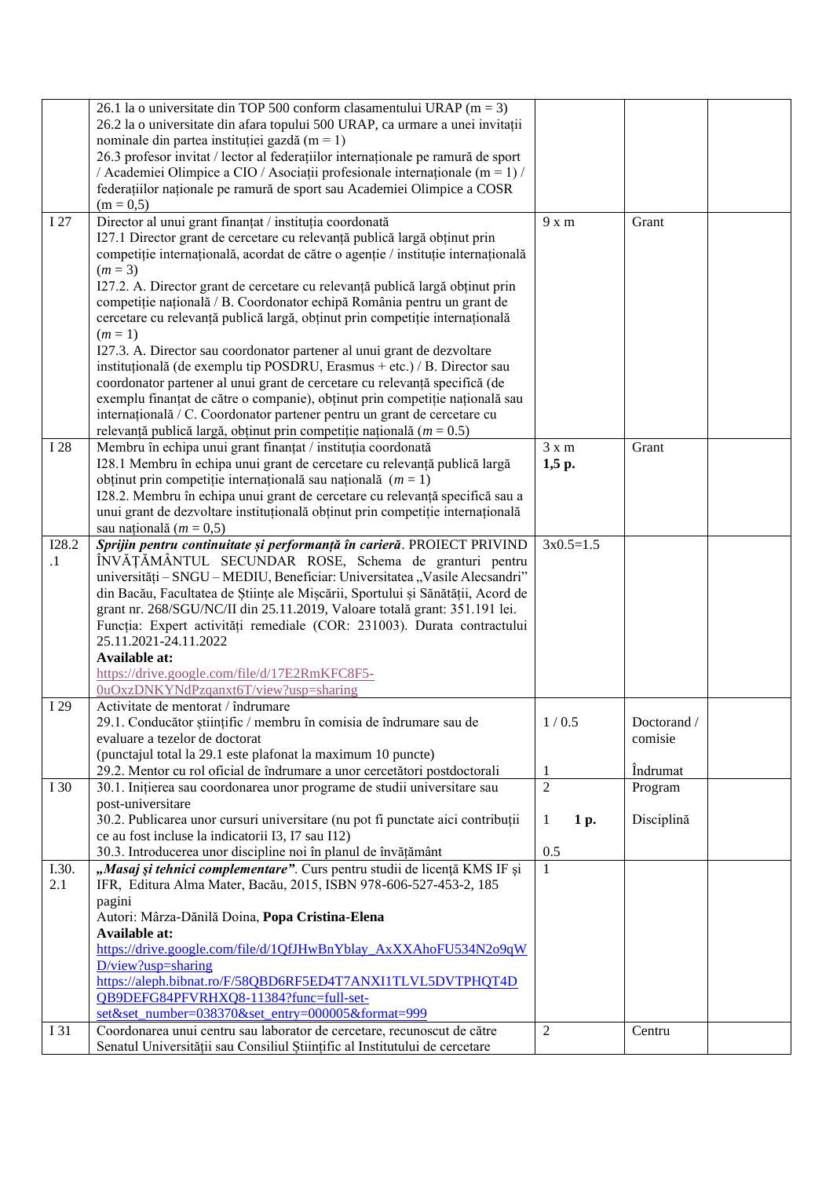| | | | | |
|---|---|---|---|---|
| | 26.1 la o universitate din TOP 500 conform clasamentului URAP (m = 3)<br>26.2 la o universitate din afara topului 500 URAP, ca urmare a unei invitații nominale din partea instituției gazdă (m = 1)<br>26.3 profesor invitat / lector al federațiilor internaționale pe ramură de sport / Academiei Olimpice a CIO / Asociații profesionale internaționale (m = 1) / federațiilor naționale pe ramură de sport sau Academiei Olimpice a COSR (m = 0,5) | | | |
| I 27 | Director al unui grant finanțat / instituția coordonată<br>I27.1 Director grant de cercetare cu relevanță publică largă obținut prin competiție internațională, acordat de către o agenție / instituție internațională (*m* = 3)<br>I27.2. A. Director grant de cercetare cu relevanță publică largă obținut prin competiție națională / B. Coordonator echipă România pentru un grant de cercetare cu relevanță publică largă, obținut prin competiție internațională (*m* = 1)<br>I27.3. A. Director sau coordonator partener al unui grant de dezvoltare instituțională (de exemplu tip POSDRU, Erasmus + etc.) / B. Director sau coordonator partener al unui grant de cercetare cu relevanță specifică (de exemplu finanțat de către o companie), obținut prin competiție națională sau internațională / C. Coordonator partener pentru un grant de cercetare cu relevanță publică largă, obținut prin competiție națională (*m* = 0.5) | 9 x m | Grant | |
| I 28 | Membru în echipa unui grant finanțat / instituția coordonată<br>I28.1 Membru în echipa unui grant de cercetare cu relevanță publică largă obținut prin competiție internațională sau națională (*m* = 1)<br>I28.2. Membru în echipa unui grant de cercetare cu relevanță specifică sau a unui grant de dezvoltare instituțională obținut prin competiție internațională sau națională (*m* = 0,5) | 3 x m<br>**1,5 p.** | Grant | |
| I28.2.1 | ***Sprijin pentru continuitate și performanță în carieră***. PROIECT PRIVIND ÎNVĂȚĂMÂNTUL SECUNDAR ROSE, Schema de granturi pentru universități – SNGU – MEDIU, Beneficiar: Universitatea „Vasile Alecsandri" din Bacău, Facultatea de Științe ale Mișcării, Sportului și Sănătății, Acord de grant nr. 268/SGU/NC/II din 25.11.2019, Valoare totală grant: 351.191 lei. Funcția: Expert activități remediale (COR: 231003). Durata contractului 25.11.2021-24.11.2022<br>**Available at:**<br>https://drive.google.com/file/d/17E2RmKFC8F5-0uOxzDNKYNdPzqanxt6T/view?usp=sharing | 3x0.5=1.5 | | |
| I 29 | Activitate de mentorat / îndrumare<br>29.1. Conducător științific / membru în comisia de îndrumare sau de evaluare a tezelor de doctorat<br>(punctajul total la 29.1 este plafonat la maximum 10 puncte)<br>29.2. Mentor cu rol oficial de îndrumare a unor cercetători postdoctorali | 1 / 0.5<br><br><br>1 | Doctorand / comisie<br><br>Îndrumat | |
| I 30 | 30.1. Inițierea sau coordonarea unor programe de studii universitare sau post-universitare<br>30.2. Publicarea unor cursuri universitare (nu pot fi punctate aici contribuții ce au fost incluse la indicatorii I3, I7 sau I12)<br>30.3. Introducerea unor discipline noi în planul de învățământ | 2<br><br>1 **1 p.**<br><br>0.5 | Program<br><br>Disciplină | |
| I.30.2.1 | ***„Masaj și tehnici complementare"***. Curs pentru studii de licență KMS IF și IFR, Editura Alma Mater, Bacău, 2015, ISBN 978-606-527-453-2, 185 pagini<br>Autori: Mârza-Dănilă Doina, **Popa Cristina-Elena**<br>**Available at:**<br>https://drive.google.com/file/d/1QfJHwBnYblay_AxXXAhoFU534N2o9qWD/view?usp=sharing<br>https://aleph.bibnat.ro/F/58QBD6RF5ED4T7ANXI1TLVL5DVTPHQT4DQB9DEFG84PFVRHXQ8-11384?func=full-set-set&set_number=038370&set_entry=000005&format=999 | 1 | | |
| I 31 | Coordonarea unui centru sau laborator de cercetare, recunoscut de către Senatul Universității sau Consiliul Științific al Institutului de cercetare | 2 | Centru | |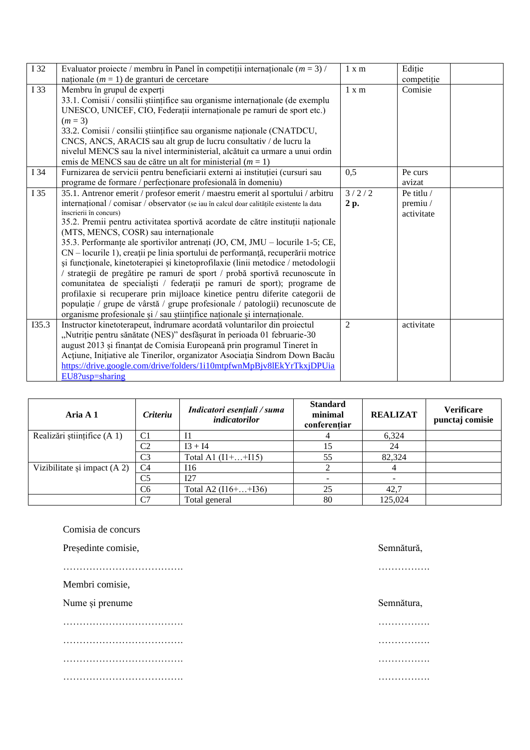| | | | | |
|---|---|---|---|---|
| I 32 | Evaluator proiecte / membru în Panel în competiții internaționale ($m$ = 3) / naționale ($m$ = 1) de granturi de cercetare | 1 x m | Ediție competiție | |
| I 33 | Membru în grupul de experți<br>33.1. Comisii / consilii științifice sau organisme internaționale (de exemplu UNESCO, UNICEF, CIO, Federații internaționale pe ramuri de sport etc.) ($m$ = 3)<br>33.2. Comisii / consilii științifice sau organisme naționale (CNATDCU, CNCS, ANCS, ARACIS sau alt grup de lucru consultativ / de lucru la nivelul MENCS sau la nivel interministerial, alcătuit ca urmare a unui ordin emis de MENCS sau de către un alt for ministerial ($m$ = 1) | 1 x m | Comisie | |
| I 34 | Furnizarea de servicii pentru beneficiarii externi ai instituției (cursuri sau programe de formare / perfecționare profesională în domeniu) | 0,5 | Pe curs avizat | |
| I 35 | 35.1. Antrenor emerit / profesor emerit / maestru emerit al sportului / arbitru internațional / comisar / observator (se iau în calcul doar calitățile existente la data înscrierii în concurs)<br>35.2. Premii pentru activitatea sportivă acordate de către instituții naționale (MTS, MENCS, COSR) sau internaționale<br>35.3. Performanțe ale sportivilor antrenați (JO, CM, JMU – locurile 1-5; CE, CN – locurile 1), creații pe linia sportului de performanță, recuperării motrice și funcționale, kinetoterapiei și kinetoprofilaxie (linii metodice / metodologii / strategii de pregătire pe ramuri de sport / probă sportivă recunoscute în comunitatea de specialiști / federații pe ramuri de sport); programe de profilaxie si recuperare prin mijloace kinetice pentru diferite categorii de populație / grupe de vârstă / grupe profesionale / patologii) recunoscute de organisme profesionale și / sau științifice naționale și internaționale. | 3 / 2 / 2<br>**2 p.** | Pe titlu / premiu / activitate | |
| I35.3 | Instructor kinetoterapeut, îndrumare acordată voluntarilor din proiectul „Nutriție pentru sănătate (NES)" desfășurat în perioada 01 februarie-30 august 2013 și finanțat de Comisia Europeană prin programul Tineret în Acțiune, Inițiative ale Tinerilor, organizator Asociația Sindrom Down Bacău https://drive.google.com/drive/folders/1i10mtpfwnMpBjv8lEkYrTkxjDPUiaEU8?usp=sharing | 2 | activitate | |

| **Aria A 1** | ***Criteriu*** | ***Indicatori esențiali / suma indicatorilor*** | **Standard minimal conferențiar** | **REALIZAT** | **Verificare punctaj comisie** |
|---|---|---|---|---|---|
| Realizări științifice (A 1) | C1 | I1 | 4 | 6,324 | |
| | C2 | I3 + I4 | 15 | 24 | |
| | C3 | Total A1 (I1+…+I15) | 55 | 82,324 | |
| Vizibilitate și impact (A 2) | C4 | I16 | 2 | 4 | |
| | C5 | I27 | - | - | |
| | C6 | Total A2 (I16+…+I36) | 25 | 42,7 | |
| | C7 | Total general | 80 | 125,024 | |

Comisia de concurs

Președinte comisie, Semnătură,

………………………………. …………….

Membri comisie,

Nume și prenume Semnătura,

………………………………. …………….

………………………………. …………….

………………………………. …………….

………………………………. …………….